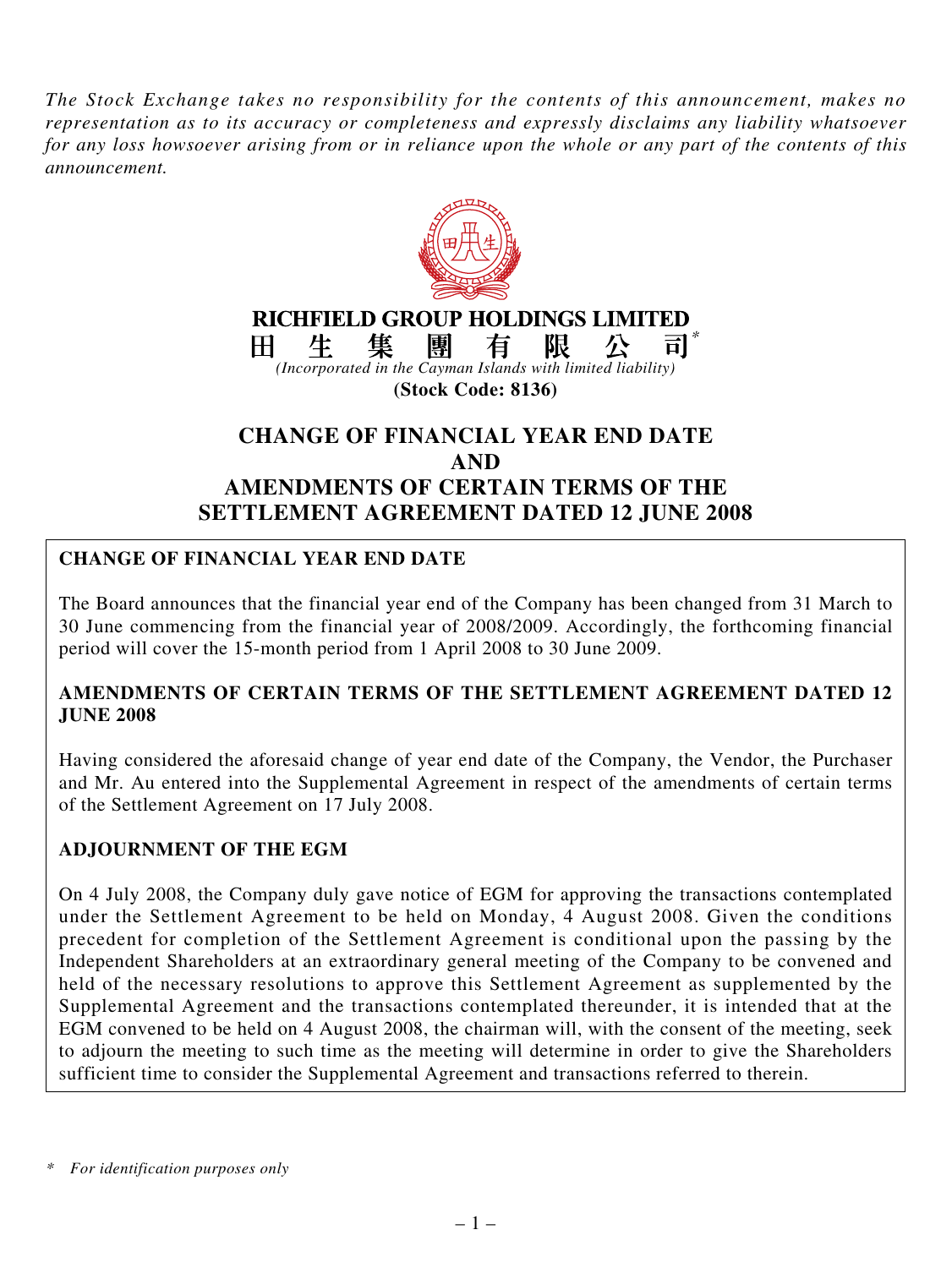*The Stock Exchange takes no responsibility for the contents of this announcement, makes no representation as to its accuracy or completeness and expressly disclaims any liability whatsoever for any loss howsoever arising from or in reliance upon the whole or any part of the contents of this announcement.*

**RICHFIELD GROUP HOLDINGS LIMITED**

**田生集團有限公司***

*(Incorporated in the Cayman Islands with limited liability)*

**(Stock Code: 8136)**

# CHANGE OF FINANCIAL YEAR END DATE AND AMENDMENTS OF CERTAIN TERMS OF THE SETTLEMENT AGREEMENT DATED 12 JUNE 2008

## CHANGE OF FINANCIAL YEAR END DATE

The Board announces that the financial year end of the Company has been changed from 31 March to 30 June commencing from the financial year of 2008/2009. Accordingly, the forthcoming financial period will cover the 15-month period from 1 April 2008 to 30 June 2009.

## AMENDMENTS OF CERTAIN TERMS OF THE SETTLEMENT AGREEMENT DATED 12 JUNE 2008

Having considered the aforesaid change of year end date of the Company, the Vendor, the Purchaser and Mr. Au entered into the Supplemental Agreement in respect of the amendments of certain terms of the Settlement Agreement on 17 July 2008.

## ADJOURNMENT OF THE EGM

On 4 July 2008, the Company duly gave notice of EGM for approving the transactions contemplated under the Settlement Agreement to be held on Monday, 4 August 2008. Given the conditions precedent for completion of the Settlement Agreement is conditional upon the passing by the Independent Shareholders at an extraordinary general meeting of the Company to be convened and held of the necessary resolutions to approve this Settlement Agreement as supplemented by the Supplemental Agreement and the transactions contemplated thereunder, it is intended that at the EGM convened to be held on 4 August 2008, the chairman will, with the consent of the meeting, seek to adjourn the meeting to such time as the meeting will determine in order to give the Shareholders sufficient time to consider the Supplemental Agreement and transactions referred to therein.

\* *For identification purposes only*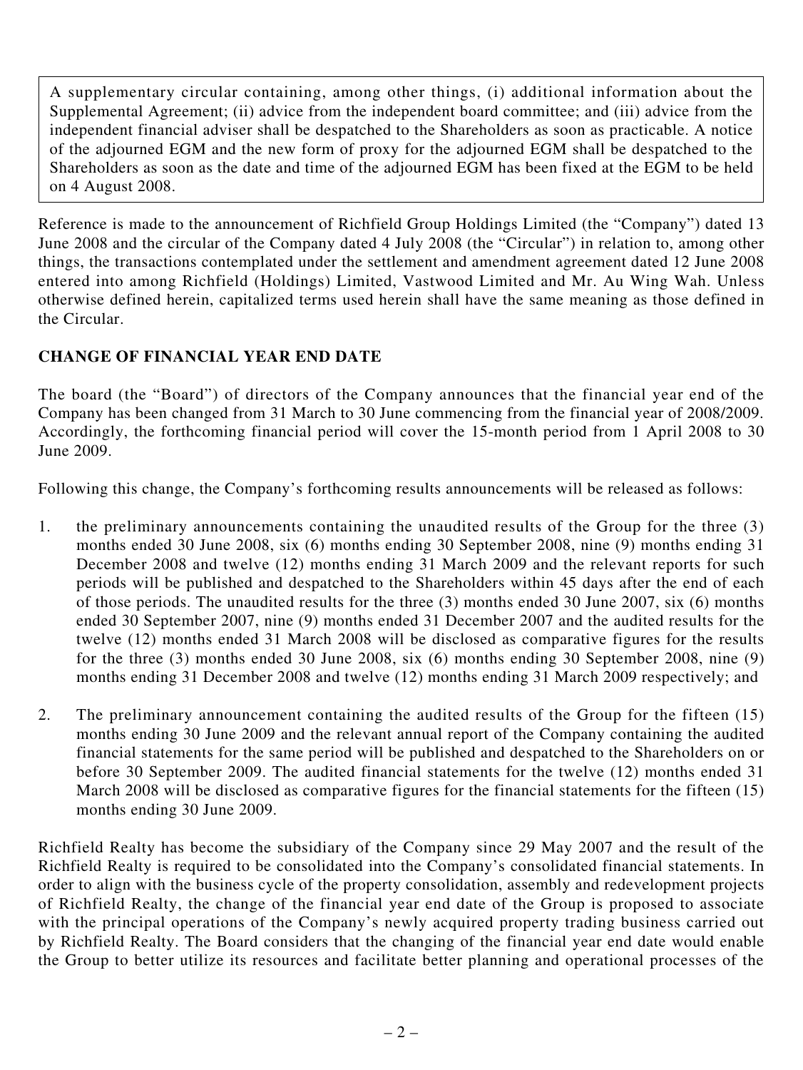A supplementary circular containing, among other things, (i) additional information about the Supplemental Agreement; (ii) advice from the independent board committee; and (iii) advice from the independent financial adviser shall be despatched to the Shareholders as soon as practicable. A notice of the adjourned EGM and the new form of proxy for the adjourned EGM shall be despatched to the Shareholders as soon as the date and time of the adjourned EGM has been fixed at the EGM to be held on 4 August 2008.

Reference is made to the announcement of Richfield Group Holdings Limited (the "Company") dated 13 June 2008 and the circular of the Company dated 4 July 2008 (the "Circular") in relation to, among other things, the transactions contemplated under the settlement and amendment agreement dated 12 June 2008 entered into among Richfield (Holdings) Limited, Vastwood Limited and Mr. Au Wing Wah. Unless otherwise defined herein, capitalized terms used herein shall have the same meaning as those defined in the Circular.

**CHANGE OF FINANCIAL YEAR END DATE**

The board (the "Board") of directors of the Company announces that the financial year end of the Company has been changed from 31 March to 30 June commencing from the financial year of 2008/2009. Accordingly, the forthcoming financial period will cover the 15-month period from 1 April 2008 to 30 June 2009.

Following this change, the Company's forthcoming results announcements will be released as follows:

1. the preliminary announcements containing the unaudited results of the Group for the three (3) months ended 30 June 2008, six (6) months ending 30 September 2008, nine (9) months ending 31 December 2008 and twelve (12) months ending 31 March 2009 and the relevant reports for such periods will be published and despatched to the Shareholders within 45 days after the end of each of those periods. The unaudited results for the three (3) months ended 30 June 2007, six (6) months ended 30 September 2007, nine (9) months ended 31 December 2007 and the audited results for the twelve (12) months ended 31 March 2008 will be disclosed as comparative figures for the results for the three (3) months ended 30 June 2008, six (6) months ending 30 September 2008, nine (9) months ending 31 December 2008 and twelve (12) months ending 31 March 2009 respectively; and

2. The preliminary announcement containing the audited results of the Group for the fifteen (15) months ending 30 June 2009 and the relevant annual report of the Company containing the audited financial statements for the same period will be published and despatched to the Shareholders on or before 30 September 2009. The audited financial statements for the twelve (12) months ended 31 March 2008 will be disclosed as comparative figures for the financial statements for the fifteen (15) months ending 30 June 2009.

Richfield Realty has become the subsidiary of the Company since 29 May 2007 and the result of the Richfield Realty is required to be consolidated into the Company's consolidated financial statements. In order to align with the business cycle of the property consolidation, assembly and redevelopment projects of Richfield Realty, the change of the financial year end date of the Group is proposed to associate with the principal operations of the Company's newly acquired property trading business carried out by Richfield Realty. The Board considers that the changing of the financial year end date would enable the Group to better utilize its resources and facilitate better planning and operational processes of the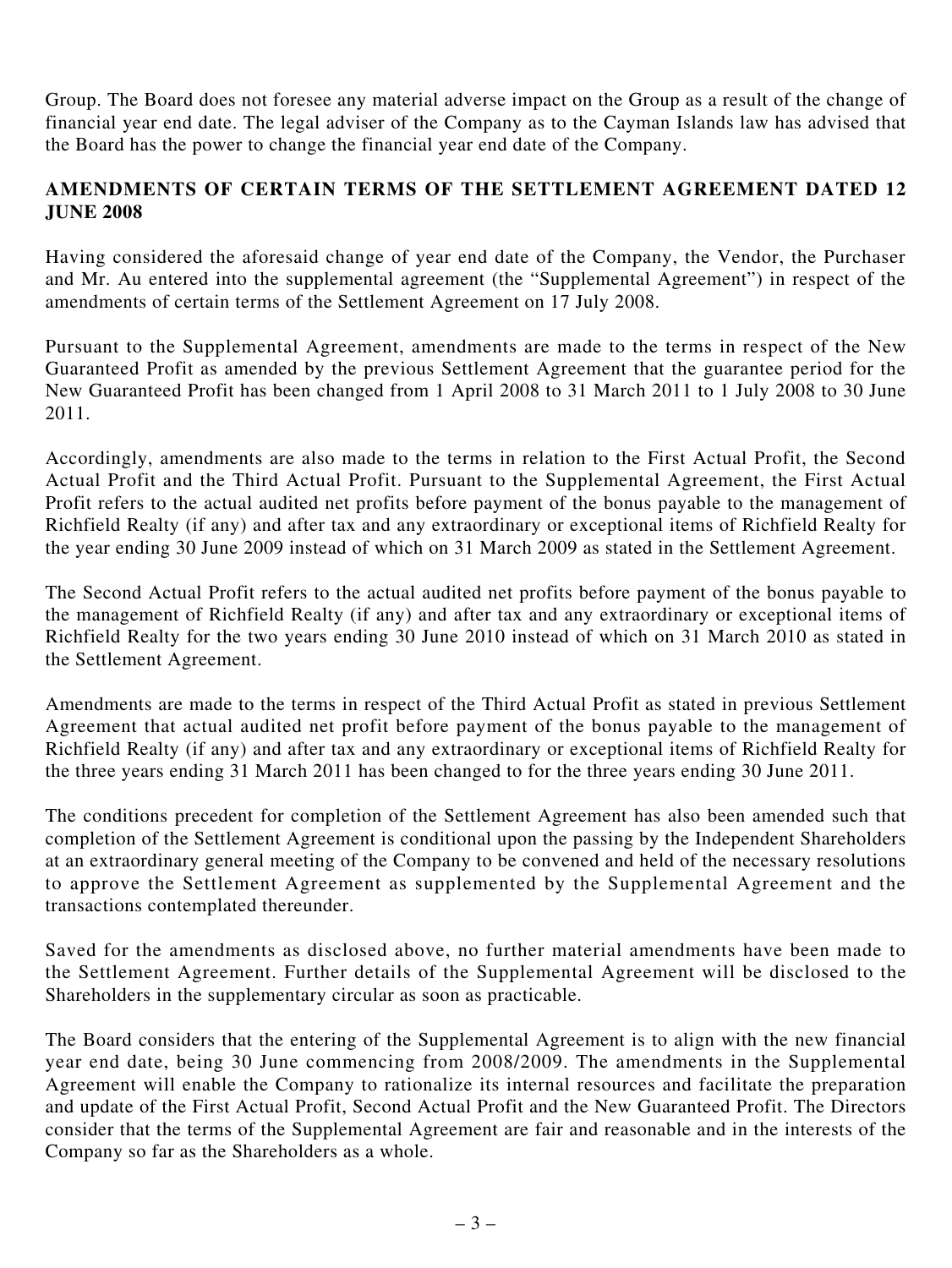Group. The Board does not foresee any material adverse impact on the Group as a result of the change of financial year end date. The legal adviser of the Company as to the Cayman Islands law has advised that the Board has the power to change the financial year end date of the Company.

## AMENDMENTS OF CERTAIN TERMS OF THE SETTLEMENT AGREEMENT DATED 12 JUNE 2008

Having considered the aforesaid change of year end date of the Company, the Vendor, the Purchaser and Mr. Au entered into the supplemental agreement (the "Supplemental Agreement") in respect of the amendments of certain terms of the Settlement Agreement on 17 July 2008.

Pursuant to the Supplemental Agreement, amendments are made to the terms in respect of the New Guaranteed Profit as amended by the previous Settlement Agreement that the guarantee period for the New Guaranteed Profit has been changed from 1 April 2008 to 31 March 2011 to 1 July 2008 to 30 June 2011.

Accordingly, amendments are also made to the terms in relation to the First Actual Profit, the Second Actual Profit and the Third Actual Profit. Pursuant to the Supplemental Agreement, the First Actual Profit refers to the actual audited net profits before payment of the bonus payable to the management of Richfield Realty (if any) and after tax and any extraordinary or exceptional items of Richfield Realty for the year ending 30 June 2009 instead of which on 31 March 2009 as stated in the Settlement Agreement.

The Second Actual Profit refers to the actual audited net profits before payment of the bonus payable to the management of Richfield Realty (if any) and after tax and any extraordinary or exceptional items of Richfield Realty for the two years ending 30 June 2010 instead of which on 31 March 2010 as stated in the Settlement Agreement.

Amendments are made to the terms in respect of the Third Actual Profit as stated in previous Settlement Agreement that actual audited net profit before payment of the bonus payable to the management of Richfield Realty (if any) and after tax and any extraordinary or exceptional items of Richfield Realty for the three years ending 31 March 2011 has been changed to for the three years ending 30 June 2011.

The conditions precedent for completion of the Settlement Agreement has also been amended such that completion of the Settlement Agreement is conditional upon the passing by the Independent Shareholders at an extraordinary general meeting of the Company to be convened and held of the necessary resolutions to approve the Settlement Agreement as supplemented by the Supplemental Agreement and the transactions contemplated thereunder.

Saved for the amendments as disclosed above, no further material amendments have been made to the Settlement Agreement. Further details of the Supplemental Agreement will be disclosed to the Shareholders in the supplementary circular as soon as practicable.

The Board considers that the entering of the Supplemental Agreement is to align with the new financial year end date, being 30 June commencing from 2008/2009. The amendments in the Supplemental Agreement will enable the Company to rationalize its internal resources and facilitate the preparation and update of the First Actual Profit, Second Actual Profit and the New Guaranteed Profit. The Directors consider that the terms of the Supplemental Agreement are fair and reasonable and in the interests of the Company so far as the Shareholders as a whole.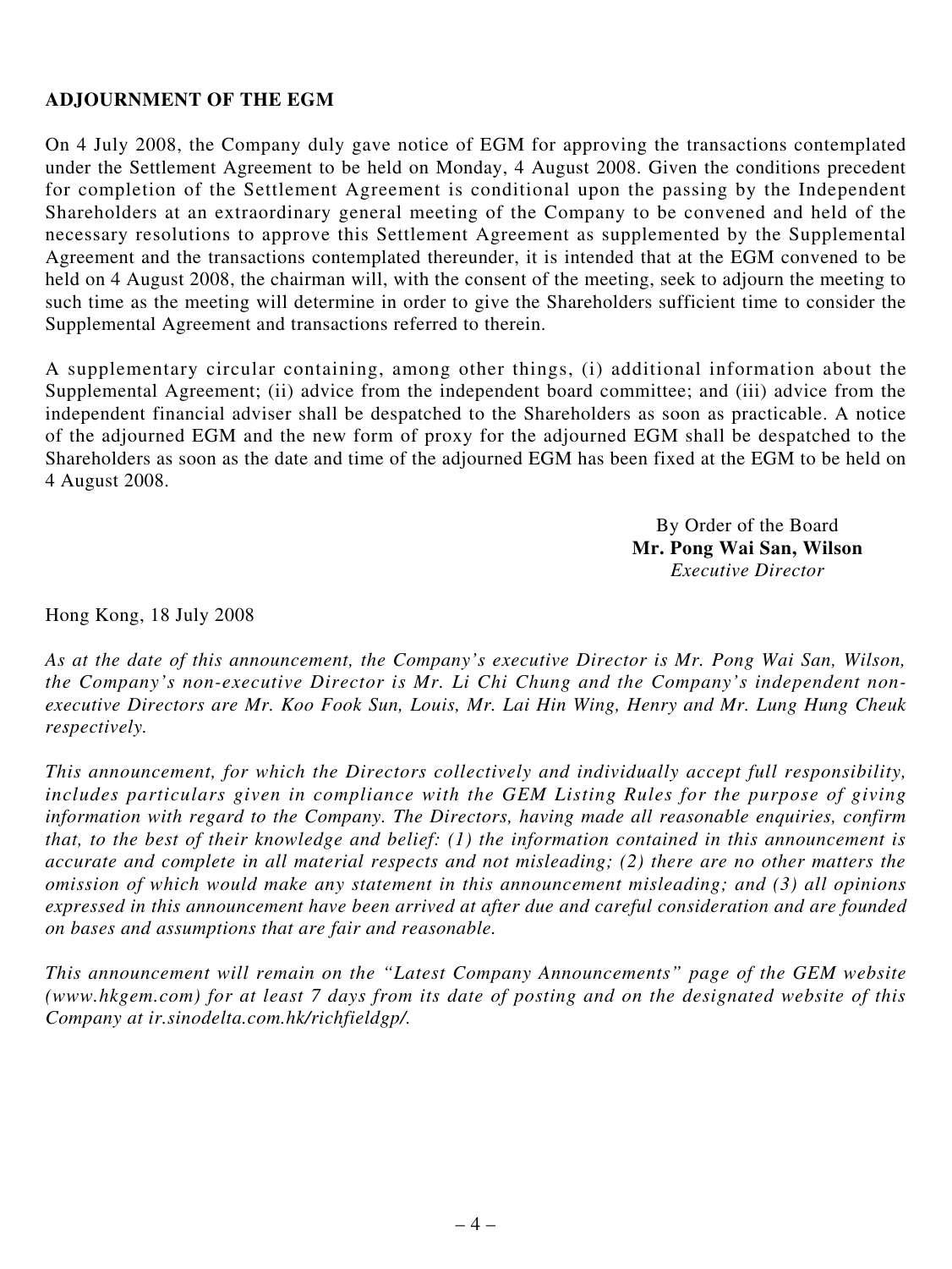## ADJOURNMENT OF THE EGM

On 4 July 2008, the Company duly gave notice of EGM for approving the transactions contemplated under the Settlement Agreement to be held on Monday, 4 August 2008. Given the conditions precedent for completion of the Settlement Agreement is conditional upon the passing by the Independent Shareholders at an extraordinary general meeting of the Company to be convened and held of the necessary resolutions to approve this Settlement Agreement as supplemented by the Supplemental Agreement and the transactions contemplated thereunder, it is intended that at the EGM convened to be held on 4 August 2008, the chairman will, with the consent of the meeting, seek to adjourn the meeting to such time as the meeting will determine in order to give the Shareholders sufficient time to consider the Supplemental Agreement and transactions referred to therein.

A supplementary circular containing, among other things, (i) additional information about the Supplemental Agreement; (ii) advice from the independent board committee; and (iii) advice from the independent financial adviser shall be despatched to the Shareholders as soon as practicable. A notice of the adjourned EGM and the new form of proxy for the adjourned EGM shall be despatched to the Shareholders as soon as the date and time of the adjourned EGM has been fixed at the EGM to be held on 4 August 2008.

By Order of the Board
**Mr. Pong Wai San, Wilson**
*Executive Director*

Hong Kong, 18 July 2008

*As at the date of this announcement, the Company's executive Director is Mr. Pong Wai San, Wilson, the Company's non-executive Director is Mr. Li Chi Chung and the Company's independent non-executive Directors are Mr. Koo Fook Sun, Louis, Mr. Lai Hin Wing, Henry and Mr. Lung Hung Cheuk respectively.*

*This announcement, for which the Directors collectively and individually accept full responsibility, includes particulars given in compliance with the GEM Listing Rules for the purpose of giving information with regard to the Company. The Directors, having made all reasonable enquiries, confirm that, to the best of their knowledge and belief: (1) the information contained in this announcement is accurate and complete in all material respects and not misleading; (2) there are no other matters the omission of which would make any statement in this announcement misleading; and (3) all opinions expressed in this announcement have been arrived at after due and careful consideration and are founded on bases and assumptions that are fair and reasonable.*

*This announcement will remain on the "Latest Company Announcements" page of the GEM website (www.hkgem.com) for at least 7 days from its date of posting and on the designated website of this Company at ir.sinodelta.com.hk/richfieldgp/.*